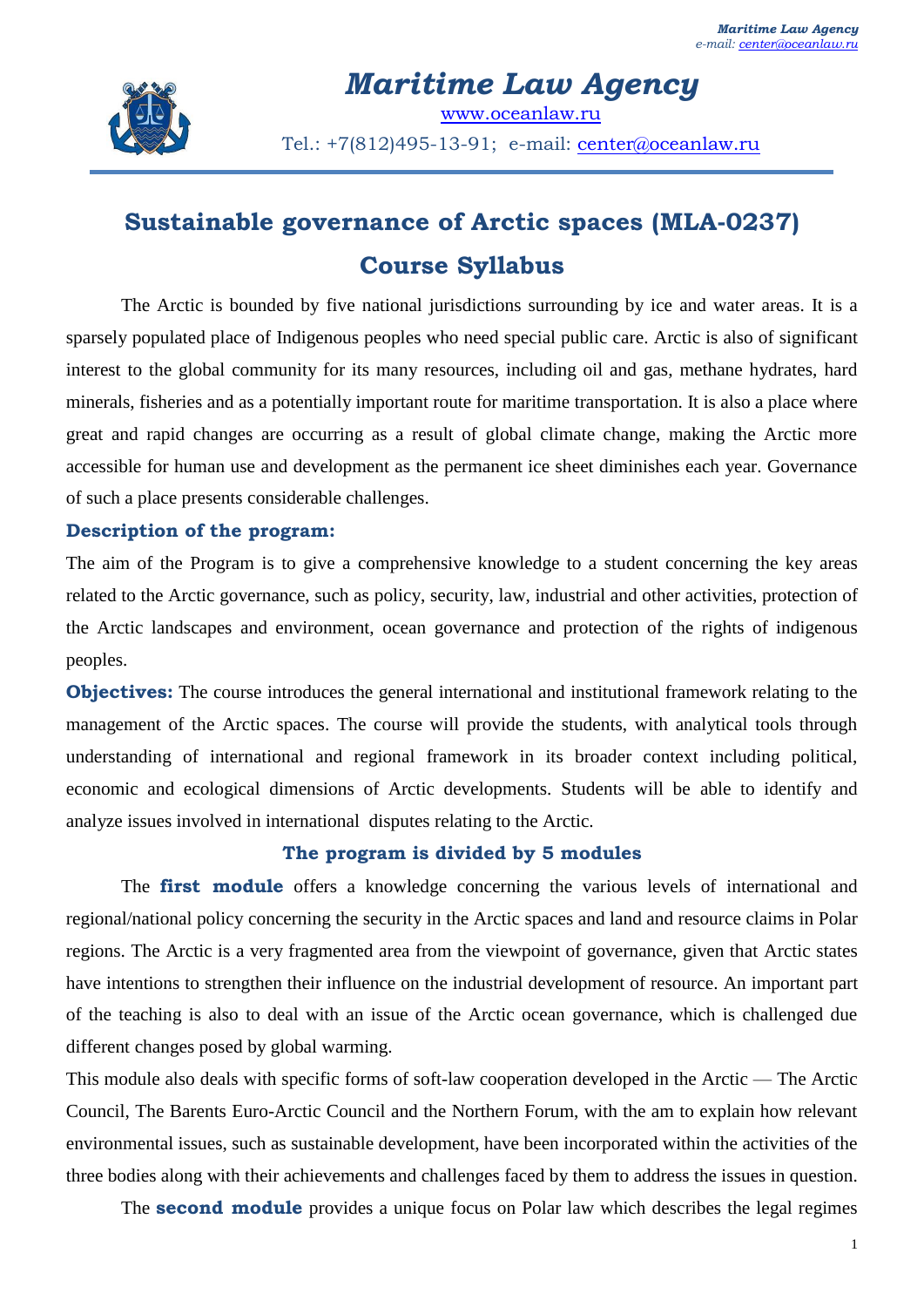# Maritime Law Agency

www.oceanlaw.ru

Tel.: +7(812)495-13-91; e-mail: center@oceanlaw.ru

## Sustainable governance of Arctic spaces (MLA-0237)

## Course Syllabus

The Arctic is bounded by five national jurisdictions surrounding by ice and water areas. It is a sparsely populated place of Indigenous peoples who need special public care. Arctic is also of significant interest to the global community for its many resources, including oil and gas, methane hydrates, hard minerals, fisheries and as a potentially important route for maritime transportation. It is also a place where great and rapid changes are occurring as a result of global climate change, making the Arctic more accessible for human use and development as the permanent ice sheet diminishes each year. Governance of such a place presents considerable challenges.

### Description of the program:

The aim of the Program is to give a comprehensive knowledge to a student concerning the key areas related to the Arctic governance, such as policy, security, law, industrial and other activities, protection of the Arctic landscapes and environment, ocean governance and protection of the rights of indigenous peoples.

**Objectives:** The course introduces the general international and institutional framework relating to the management of the Arctic spaces. The course will provide the students, with analytical tools through understanding of international and regional framework in its broader context including political, economic and ecological dimensions of Arctic developments. Students will be able to identify and analyze issues involved in international disputes relating to the Arctic.

### The program is divided by 5 modules

The **first module** offers a knowledge concerning the various levels of international and regional/national policy concerning the security in the Arctic spaces and land and resource claims in Polar regions. The Arctic is a very fragmented area from the viewpoint of governance, given that Arctic states have intentions to strengthen their influence on the industrial development of resource. An important part of the teaching is also to deal with an issue of the Arctic ocean governance, which is challenged due different changes posed by global warming.

This module also deals with specific forms of soft-law cooperation developed in the Arctic — The Arctic Council, The Barents Euro-Arctic Council and the Northern Forum, with the am to explain how relevant environmental issues, such as sustainable development, have been incorporated within the activities of the three bodies along with their achievements and challenges faced by them to address the issues in question.

The **second module** provides a unique focus on Polar law which describes the legal regimes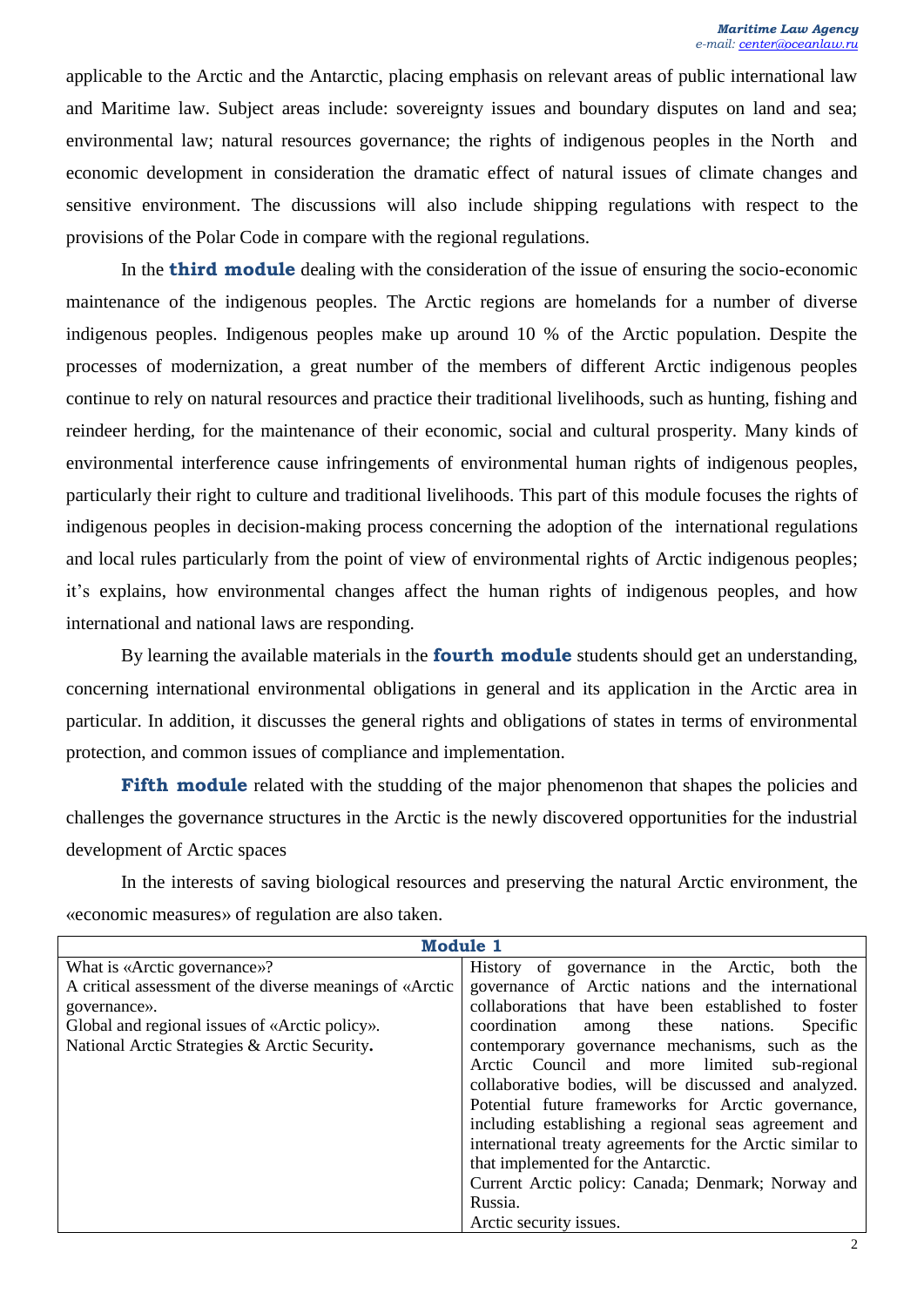applicable to the Arctic and the Antarctic, placing emphasis on relevant areas of public international law and Maritime law. Subject areas include: sovereignty issues and boundary disputes on land and sea; environmental law; natural resources governance; the rights of indigenous peoples in the North and economic development in consideration the dramatic effect of natural issues of climate changes and sensitive environment. The discussions will also include shipping regulations with respect to the provisions of the Polar Code in compare with the regional regulations.

In the **third module** dealing with the consideration of the issue of ensuring the socio-economic maintenance of the indigenous peoples. The Arctic regions are homelands for a number of diverse indigenous peoples. Indigenous peoples make up around 10 % of the Arctic population. Despite the processes of modernization, a great number of the members of different Arctic indigenous peoples continue to rely on natural resources and practice their traditional livelihoods, such as hunting, fishing and reindeer herding, for the maintenance of their economic, social and cultural prosperity. Many kinds of environmental interference cause infringements of environmental human rights of indigenous peoples, particularly their right to culture and traditional livelihoods. This part of this module focuses the rights of indigenous peoples in decision-making process concerning the adoption of the international regulations and local rules particularly from the point of view of environmental rights of Arctic indigenous peoples; it's explains, how environmental changes affect the human rights of indigenous peoples, and how international and national laws are responding.

By learning the available materials in the **fourth module** students should get an understanding, concerning international environmental obligations in general and its application in the Arctic area in particular. In addition, it discusses the general rights and obligations of states in terms of environmental protection, and common issues of compliance and implementation.

**Fifth module** related with the studding of the major phenomenon that shapes the policies and challenges the governance structures in the Arctic is the newly discovered opportunities for the industrial development of Arctic spaces

In the interests of saving biological resources and preserving the natural Arctic environment, the «economic measures» of regulation are also taken.

| **Module 1** | |
|---|---|
| What is «Arctic governance»?<br>A critical assessment of the diverse meanings of «Arctic governance».<br>Global and regional issues of «Arctic policy».<br>National Arctic Strategies & Arctic Security**.** | History of governance in the Arctic, both the governance of Arctic nations and the international collaborations that have been established to foster coordination among these nations. Specific contemporary governance mechanisms, such as the Arctic Council and more limited sub-regional collaborative bodies, will be discussed and analyzed. Potential future frameworks for Arctic governance, including establishing a regional seas agreement and international treaty agreements for the Arctic similar to that implemented for the Antarctic.<br>Current Arctic policy: Canada; Denmark; Norway and Russia.<br>Arctic security issues. |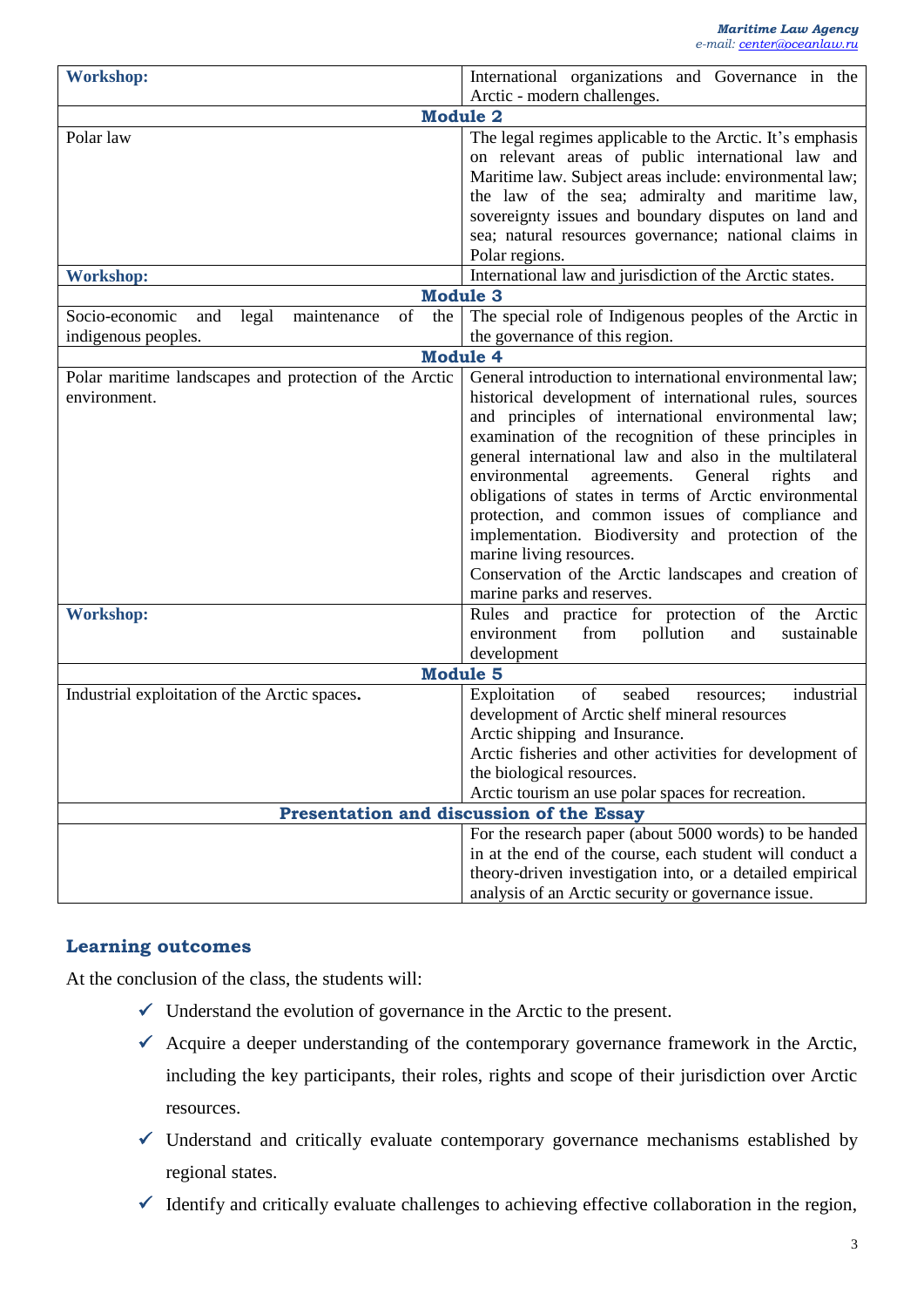| **Workshop:** | International organizations and Governance in the Arctic - modern challenges. |
|---|---|
| **Module 2** | |
| Polar law | The legal regimes applicable to the Arctic. It's emphasis on relevant areas of public international law and Maritime law. Subject areas include: environmental law; the law of the sea; admiralty and maritime law, sovereignty issues and boundary disputes on land and sea; natural resources governance; national claims in Polar regions. |
| **Workshop:** | International law and jurisdiction of the Arctic states. |
| **Module 3** | |
| Socio-economic and legal maintenance of the indigenous peoples. | The special role of Indigenous peoples of the Arctic in the governance of this region. |
| **Module 4** | |
| Polar maritime landscapes and protection of the Arctic environment. | General introduction to international environmental law; historical development of international rules, sources and principles of international environmental law; examination of the recognition of these principles in general international law and also in the multilateral environmental agreements. General rights and obligations of states in terms of Arctic environmental protection, and common issues of compliance and implementation. Biodiversity and protection of the marine living resources.<br>Conservation of the Arctic landscapes and creation of marine parks and reserves. |
| **Workshop:** | Rules and practice for protection of the Arctic environment from pollution and sustainable development |
| **Module 5** | |
| Industrial exploitation of the Arctic spaces**.** | Exploitation of seabed resources; industrial development of Arctic shelf mineral resources<br>Arctic shipping and Insurance.<br>Arctic fisheries and other activities for development of the biological resources.<br>Arctic tourism an use polar spaces for recreation. |
| **Presentation and discussion of the Essay** | |
| | For the research paper (about 5000 words) to be handed in at the end of the course, each student will conduct a theory-driven investigation into, or a detailed empirical analysis of an Arctic security or governance issue. |

## Learning outcomes

At the conclusion of the class, the students will:

- ✓ Understand the evolution of governance in the Arctic to the present.
- ✓ Acquire a deeper understanding of the contemporary governance framework in the Arctic, including the key participants, their roles, rights and scope of their jurisdiction over Arctic resources.
- ✓ Understand and critically evaluate contemporary governance mechanisms established by regional states.
- ✓ Identify and critically evaluate challenges to achieving effective collaboration in the region,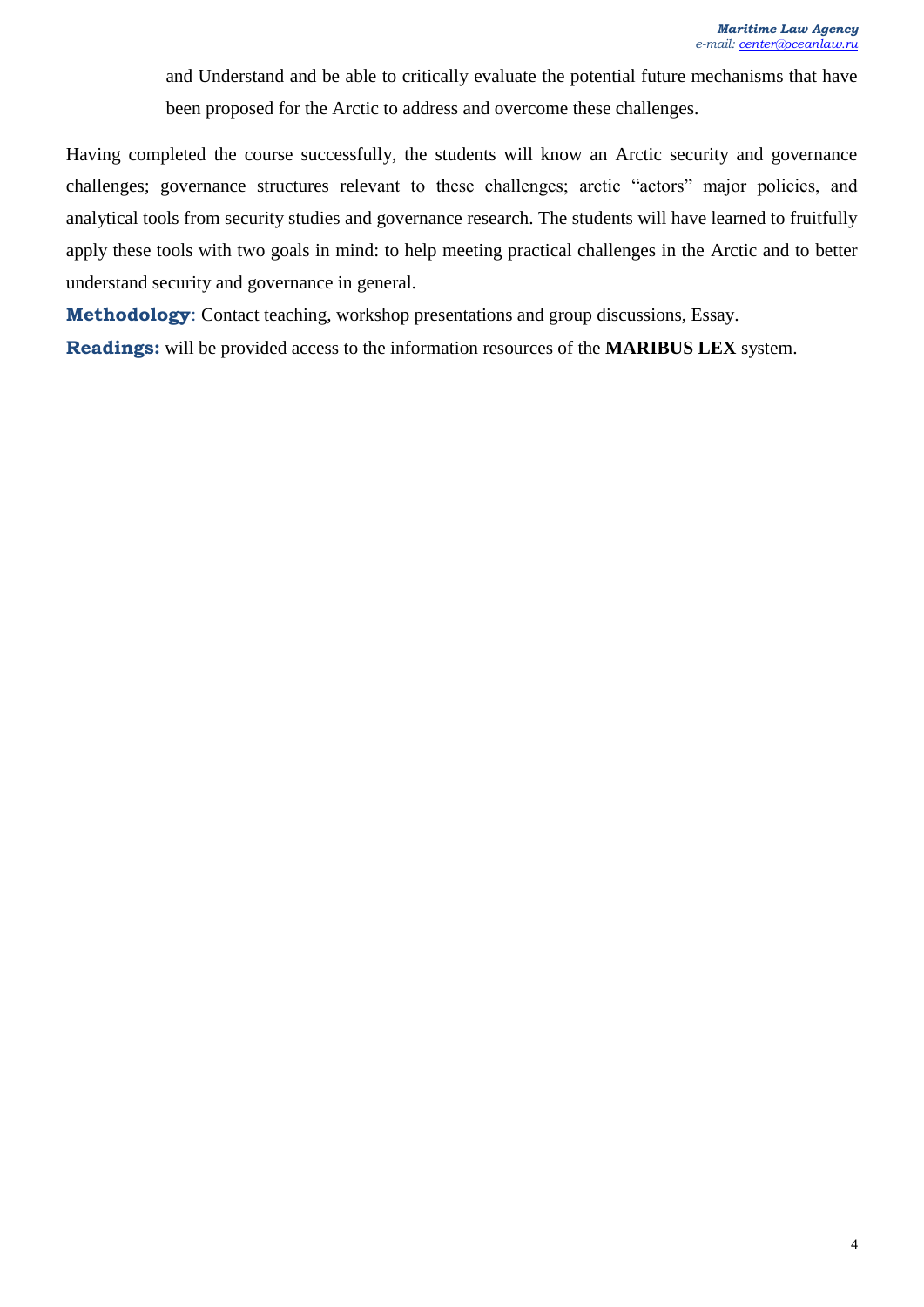and Understand and be able to critically evaluate the potential future mechanisms that have been proposed for the Arctic to address and overcome these challenges.

Having completed the course successfully, the students will know an Arctic security and governance challenges; governance structures relevant to these challenges; arctic "actors" major policies, and analytical tools from security studies and governance research. The students will have learned to fruitfully apply these tools with two goals in mind: to help meeting practical challenges in the Arctic and to better understand security and governance in general.

**Methodology**: Contact teaching, workshop presentations and group discussions, Essay.

**Readings:** will be provided access to the information resources of the **MARIBUS LEX** system.